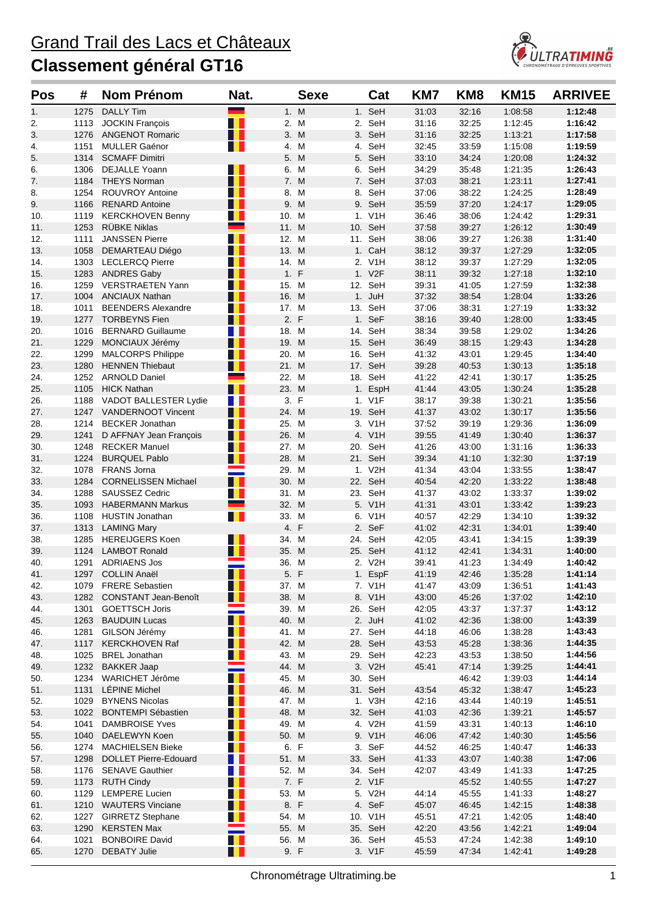# Grand Trail des Lacs et Châteaux

## Classement général GT16

| Pos | # | Nom Prénom | Nat. | Sexe | | Cat | | KM7 | KM8 | KM15 | ARRIVEE |
|---|---|---|---|---|---|---|---|---|---|---|---|
| 1. | 1275 | DALLY Tim | | 1. | M | 1. | SeH | 31:03 | 32:16 | 1:08:58 | **1:12:48** |
| 2. | 1113 | JOCKIN François | | 2. | M | 2. | SeH | 31:16 | 32:25 | 1:12:45 | **1:16:42** |
| 3. | 1276 | ANGENOT Romaric | | 3. | M | 3. | SeH | 31:16 | 32:25 | 1:13:21 | **1:17:58** |
| 4. | 1151 | MULLER Gaénor | | 4. | M | 4. | SeH | 32:45 | 33:59 | 1:15:08 | **1:19:59** |
| 5. | 1314 | SCMAFF Dimitri | | 5. | M | 5. | SeH | 33:10 | 34:24 | 1:20:08 | **1:24:32** |
| 6. | 1306 | DEJALLE Yoann | | 6. | M | 6. | SeH | 34:29 | 35:48 | 1:21:35 | **1:26:43** |
| 7. | 1184 | THEYS Norman | | 7. | M | 7. | SeH | 37:03 | 38:21 | 1:23:11 | **1:27:41** |
| 8. | 1254 | ROUVROY Antoine | | 8. | M | 8. | SeH | 37:06 | 38:22 | 1:24:25 | **1:28:49** |
| 9. | 1166 | RENARD Antoine | | 9. | M | 9. | SeH | 35:59 | 37:20 | 1:24:17 | **1:29:05** |
| 10. | 1119 | KERCKHOVEN Benny | | 10. | M | 1. | V1H | 36:46 | 38:06 | 1:24:42 | **1:29:31** |
| 11. | 1253 | RÜBKE Niklas | | 11. | M | 10. | SeH | 37:58 | 39:27 | 1:26:12 | **1:30:49** |
| 12. | 1111 | JANSSEN Pierre | | 12. | M | 11. | SeH | 38:06 | 39:27 | 1:26:38 | **1:31:40** |
| 13. | 1058 | DEMARTEAU Diégo | | 13. | M | 1. | CaH | 38:12 | 39:37 | 1:27:29 | **1:32:05** |
| 14. | 1303 | LECLERCQ Pierre | | 14. | M | 2. | V1H | 38:12 | 39:37 | 1:27:29 | **1:32:05** |
| 15. | 1283 | ANDRES Gaby | | 1. | F | 1. | V2F | 38:11 | 39:32 | 1:27:18 | **1:32:10** |
| 16. | 1259 | VERSTRAETEN Yann | | 15. | M | 12. | SeH | 39:31 | 41:05 | 1:27:59 | **1:32:38** |
| 17. | 1004 | ANCIAUX Nathan | | 16. | M | 1. | JuH | 37:32 | 38:54 | 1:28:04 | **1:33:26** |
| 18. | 1011 | BEENDERS Alexandre | | 17. | M | 13. | SeH | 37:06 | 38:31 | 1:27:19 | **1:33:32** |
| 19. | 1277 | TORBEYNS Fien | | 2. | F | 1. | SeF | 38:16 | 39:40 | 1:28:00 | **1:33:45** |
| 20. | 1016 | BERNARD Guillaume | | 18. | M | 14. | SeH | 38:34 | 39:58 | 1:29:02 | **1:34:26** |
| 21. | 1229 | MONCIAUX Jérémy | | 19. | M | 15. | SeH | 36:49 | 38:15 | 1:29:43 | **1:34:28** |
| 22. | 1299 | MALCORPS Philippe | | 20. | M | 16. | SeH | 41:32 | 43:01 | 1:29:45 | **1:34:40** |
| 23. | 1280 | HENNEN Thiebaut | | 21. | M | 17. | SeH | 39:28 | 40:53 | 1:30:13 | **1:35:18** |
| 24. | 1252 | ARNOLD Daniel | | 22. | M | 18. | SeH | 41:22 | 42:41 | 1:30:17 | **1:35:25** |
| 25. | 1105 | HICK Nathan | | 23. | M | 1. | EspH | 41:44 | 43:05 | 1:30:24 | **1:35:28** |
| 26. | 1188 | VADOT BALLESTER Lydie | | 3. | F | 1. | V1F | 38:17 | 39:38 | 1:30:21 | **1:35:56** |
| 27. | 1247 | VANDERNOOT Vincent | | 24. | M | 19. | SeH | 41:37 | 43:02 | 1:30:17 | **1:35:56** |
| 28. | 1214 | BECKER Jonathan | | 25. | M | 3. | V1H | 37:52 | 39:19 | 1:29:36 | **1:36:09** |
| 29. | 1241 | D AFFNAY Jean François | | 26. | M | 4. | V1H | 39:55 | 41:49 | 1:30:40 | **1:36:37** |
| 30. | 1248 | RECKER Manuel | | 27. | M | 20. | SeH | 41:26 | 43:00 | 1:31:16 | **1:36:33** |
| 31. | 1224 | BURQUEL Pablo | | 28. | M | 21. | SeH | 39:34 | 41:10 | 1:32:30 | **1:37:19** |
| 32. | 1078 | FRANS Jorna | | 29. | M | 1. | V2H | 41:34 | 43:04 | 1:33:55 | **1:38:47** |
| 33. | 1284 | CORNELISSEN Michael | | 30. | M | 22. | SeH | 40:54 | 42:20 | 1:33:22 | **1:38:48** |
| 34. | 1288 | SAUSSEZ Cedric | | 31. | M | 23. | SeH | 41:37 | 43:02 | 1:33:37 | **1:39:02** |
| 35. | 1093 | HABERMANN Markus | | 32. | M | 5. | V1H | 41:31 | 43:01 | 1:33:42 | **1:39:23** |
| 36. | 1108 | HUSTIN Jonathan | | 33. | M | 6. | V1H | 40:57 | 42:29 | 1:34:10 | **1:39:32** |
| 37. | 1313 | LAMING Mary | | 4. | F | 2. | SeF | 41:02 | 42:31 | 1:34:01 | **1:39:40** |
| 38. | 1285 | HEREIJGERS Koen | | 34. | M | 24. | SeH | 42:05 | 43:41 | 1:34:15 | **1:39:39** |
| 39. | 1124 | LAMBOT Ronald | | 35. | M | 25. | SeH | 41:12 | 42:41 | 1:34:31 | **1:40:00** |
| 40. | 1291 | ADRIAENS Jos | | 36. | M | 2. | V2H | 39:41 | 41:23 | 1:34:49 | **1:40:42** |
| 41. | 1297 | COLLIN Anaël | | 5. | F | 1. | EspF | 41:19 | 42:46 | 1:35:28 | **1:41:14** |
| 42. | 1079 | FRERE Sebastien | | 37. | M | 7. | V1H | 41:47 | 43:09 | 1:36:51 | **1:41:43** |
| 43. | 1282 | CONSTANT Jean-Benoît | | 38. | M | 8. | V1H | 43:00 | 45:26 | 1:37:02 | **1:42:10** |
| 44. | 1301 | GOETTSCH Joris | | 39. | M | 26. | SeH | 42:05 | 43:37 | 1:37:37 | **1:43:12** |
| 45. | 1263 | BAUDUIN Lucas | | 40. | M | 2. | JuH | 41:02 | 42:36 | 1:38:00 | **1:43:39** |
| 46. | 1281 | GILSON Jérémy | | 41. | M | 27. | SeH | 44:18 | 46:06 | 1:38:28 | **1:43:43** |
| 47. | 1117 | KERCKHOVEN Raf | | 42. | M | 28. | SeH | 43:53 | 45:28 | 1:38:36 | **1:44:35** |
| 48. | 1025 | BREL Jonathan | | 43. | M | 29. | SeH | 42:23 | 43:53 | 1:38:50 | **1:44:56** |
| 49. | 1232 | BAKKER Jaap | | 44. | M | 3. | V2H | 45:41 | 47:14 | 1:39:25 | **1:44:41** |
| 50. | 1234 | WARICHET Jérôme | | 45. | M | 30. | SeH | | 46:42 | 1:39:03 | **1:44:14** |
| 51. | 1131 | LÉPINE Michel | | 46. | M | 31. | SeH | 43:54 | 45:32 | 1:38:47 | **1:45:23** |
| 52. | 1029 | BYNENS Nicolas | | 47. | M | 1. | V3H | 42:16 | 43:44 | 1:40:19 | **1:45:51** |
| 53. | 1022 | BONTEMPI Sébastien | | 48. | M | 32. | SeH | 41:03 | 42:36 | 1:39:21 | **1:45:57** |
| 54. | 1041 | DAMBROISE Yves | | 49. | M | 4. | V2H | 41:59 | 43:31 | 1:40:13 | **1:46:10** |
| 55. | 1040 | DAELEWYN Koen | | 50. | M | 9. | V1H | 46:06 | 47:42 | 1:40:30 | **1:45:56** |
| 56. | 1274 | MACHIELSEN Bieke | | 6. | F | 3. | SeF | 44:52 | 46:25 | 1:40:47 | **1:46:33** |
| 57. | 1298 | DOLLET Pierre-Edouard | | 51. | M | 33. | SeH | 41:33 | 43:07 | 1:40:38 | **1:47:06** |
| 58. | 1176 | SENAVE Gauthier | | 52. | M | 34. | SeH | 42:07 | 43:49 | 1:41:33 | **1:47:25** |
| 59. | 1173 | RUTH Cindy | | 7. | F | 2. | V1F | | 45:52 | 1:40:55 | **1:47:27** |
| 60. | 1129 | LEMPERE Lucien | | 53. | M | 5. | V2H | 44:14 | 45:55 | 1:41:33 | **1:48:27** |
| 61. | 1210 | WAUTERS Vinciane | | 8. | F | 4. | SeF | 45:07 | 46:45 | 1:42:15 | **1:48:38** |
| 62. | 1227 | GIRRETZ Stephane | | 54. | M | 10. | V1H | 45:51 | 47:21 | 1:42:05 | **1:48:40** |
| 63. | 1290 | KERSTEN Max | | 55. | M | 35. | SeH | 42:20 | 43:56 | 1:42:21 | **1:49:04** |
| 64. | 1021 | BONBOIRE David | | 56. | M | 36. | SeH | 45:53 | 47:24 | 1:42:38 | **1:49:10** |
| 65. | 1270 | DEBATY Julie | | 9. | F | 3. | V1F | 45:59 | 47:34 | 1:42:41 | **1:49:28** |

Chronométrage Ultratiming.be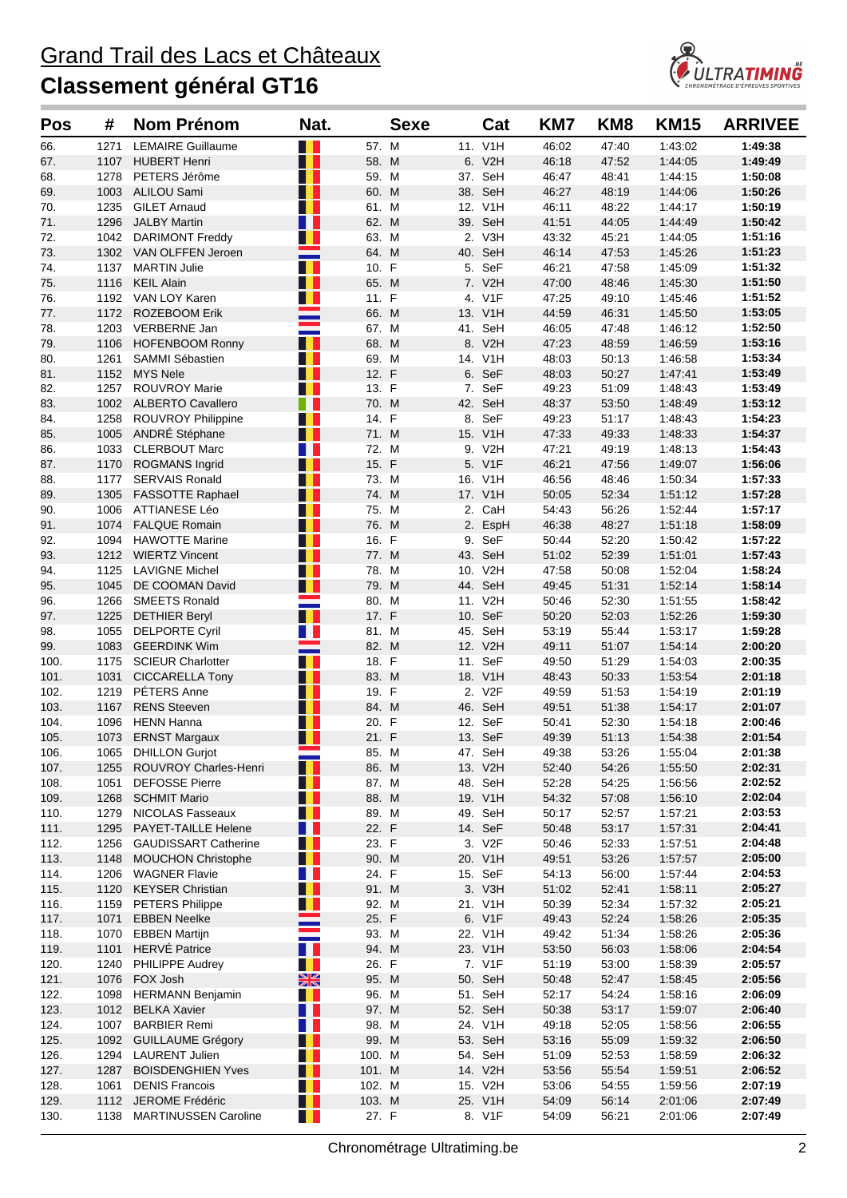# Grand Trail des Lacs et Châteaux

## Classement général GT16

| Pos | # | Nom Prénom | Nat. | Sexe | | Cat | | KM7 | KM8 | KM15 | ARRIVEE |
|---|---|---|---|---|---|---|---|---|---|---|---|
| 66. | 1271 | LEMAIRE Guillaume | | 57. | M | 11. | V1H | 46:02 | 47:40 | 1:43:02 | **1:49:38** |
| 67. | 1107 | HUBERT Henri | | 58. | M | 6. | V2H | 46:18 | 47:52 | 1:44:05 | **1:49:49** |
| 68. | 1278 | PETERS Jérôme | | 59. | M | 37. | SeH | 46:47 | 48:41 | 1:44:15 | **1:50:08** |
| 69. | 1003 | ALILOU Sami | | 60. | M | 38. | SeH | 46:27 | 48:19 | 1:44:06 | **1:50:26** |
| 70. | 1235 | GILET Arnaud | | 61. | M | 12. | V1H | 46:11 | 48:22 | 1:44:17 | **1:50:19** |
| 71. | 1296 | JALBY Martin | | 62. | M | 39. | SeH | 41:51 | 44:05 | 1:44:49 | **1:50:42** |
| 72. | 1042 | DARIMONT Freddy | | 63. | M | 2. | V3H | 43:32 | 45:21 | 1:44:05 | **1:51:16** |
| 73. | 1302 | VAN OLFFEN Jeroen | | 64. | M | 40. | SeH | 46:14 | 47:53 | 1:45:26 | **1:51:23** |
| 74. | 1137 | MARTIN Julie | | 10. | F | 5. | SeF | 46:21 | 47:58 | 1:45:09 | **1:51:32** |
| 75. | 1116 | KEIL Alain | | 65. | M | 7. | V2H | 47:00 | 48:46 | 1:45:30 | **1:51:50** |
| 76. | 1192 | VAN LOY Karen | | 11. | F | 4. | V1F | 47:25 | 49:10 | 1:45:46 | **1:51:52** |
| 77. | 1172 | ROZEBOOM Erik | | 66. | M | 13. | V1H | 44:59 | 46:31 | 1:45:50 | **1:53:05** |
| 78. | 1203 | VERBERNE Jan | | 67. | M | 41. | SeH | 46:05 | 47:48 | 1:46:12 | **1:52:50** |
| 79. | 1106 | HOFENBOOM Ronny | | 68. | M | 8. | V2H | 47:23 | 48:59 | 1:46:59 | **1:53:16** |
| 80. | 1261 | SAMMI Sébastien | | 69. | M | 14. | V1H | 48:03 | 50:13 | 1:46:58 | **1:53:34** |
| 81. | 1152 | MYS Nele | | 12. | F | 6. | SeF | 48:03 | 50:27 | 1:47:41 | **1:53:49** |
| 82. | 1257 | ROUVROY Marie | | 13. | F | 7. | SeF | 49:23 | 51:09 | 1:48:43 | **1:53:49** |
| 83. | 1002 | ALBERTO Cavallero | | 70. | M | 42. | SeH | 48:37 | 53:50 | 1:48:49 | **1:53:12** |
| 84. | 1258 | ROUVROY Philippine | | 14. | F | 8. | SeF | 49:23 | 51:17 | 1:48:43 | **1:54:23** |
| 85. | 1005 | ANDRÉ Stéphane | | 71. | M | 15. | V1H | 47:33 | 49:33 | 1:48:33 | **1:54:37** |
| 86. | 1033 | CLERBOUT Marc | | 72. | M | 9. | V2H | 47:21 | 49:19 | 1:48:13 | **1:54:43** |
| 87. | 1170 | ROGMANS Ingrid | | 15. | F | 5. | V1F | 46:21 | 47:56 | 1:49:07 | **1:56:06** |
| 88. | 1177 | SERVAIS Ronald | | 73. | M | 16. | V1H | 46:56 | 48:46 | 1:50:34 | **1:57:33** |
| 89. | 1305 | FASSOTTE Raphael | | 74. | M | 17. | V1H | 50:05 | 52:34 | 1:51:12 | **1:57:28** |
| 90. | 1006 | ATTIANESE Léo | | 75. | M | 2. | CaH | 54:43 | 56:26 | 1:52:44 | **1:57:17** |
| 91. | 1074 | FALQUE Romain | | 76. | M | 2. | EspH | 46:38 | 48:27 | 1:51:18 | **1:58:09** |
| 92. | 1094 | HAWOTTE Marine | | 16. | F | 9. | SeF | 50:44 | 52:20 | 1:50:42 | **1:57:22** |
| 93. | 1212 | WIERTZ Vincent | | 77. | M | 43. | SeH | 51:02 | 52:39 | 1:51:01 | **1:57:43** |
| 94. | 1125 | LAVIGNE Michel | | 78. | M | 10. | V2H | 47:58 | 50:08 | 1:52:04 | **1:58:24** |
| 95. | 1045 | DE COOMAN David | | 79. | M | 44. | SeH | 49:45 | 51:31 | 1:52:14 | **1:58:14** |
| 96. | 1266 | SMEETS Ronald | | 80. | M | 11. | V2H | 50:46 | 52:30 | 1:51:55 | **1:58:42** |
| 97. | 1225 | DETHIER Beryl | | 17. | F | 10. | SeF | 50:20 | 52:03 | 1:52:26 | **1:59:30** |
| 98. | 1055 | DELPORTE Cyril | | 81. | M | 45. | SeH | 53:19 | 55:44 | 1:53:17 | **1:59:28** |
| 99. | 1083 | GEERDINK Wim | | 82. | M | 12. | V2H | 49:11 | 51:07 | 1:54:14 | **2:00:20** |
| 100. | 1175 | SCIEUR Charlotter | | 18. | F | 11. | SeF | 49:50 | 51:29 | 1:54:03 | **2:00:35** |
| 101. | 1031 | CICCARELLA Tony | | 83. | M | 18. | V1H | 48:43 | 50:33 | 1:53:54 | **2:01:18** |
| 102. | 1219 | PÉTERS Anne | | 19. | F | 2. | V2F | 49:59 | 51:53 | 1:54:19 | **2:01:19** |
| 103. | 1167 | RENS Steeven | | 84. | M | 46. | SeH | 49:51 | 51:38 | 1:54:17 | **2:01:07** |
| 104. | 1096 | HENN Hanna | | 20. | F | 12. | SeF | 50:41 | 52:30 | 1:54:18 | **2:00:46** |
| 105. | 1073 | ERNST Margaux | | 21. | F | 13. | SeF | 49:39 | 51:13 | 1:54:38 | **2:01:54** |
| 106. | 1065 | DHILLON Gurjot | | 85. | M | 47. | SeH | 49:38 | 53:26 | 1:55:04 | **2:01:38** |
| 107. | 1255 | ROUVROY Charles-Henri | | 86. | M | 13. | V2H | 52:40 | 54:26 | 1:55:50 | **2:02:31** |
| 108. | 1051 | DEFOSSE Pierre | | 87. | M | 48. | SeH | 52:28 | 54:25 | 1:56:56 | **2:02:52** |
| 109. | 1268 | SCHMIT Mario | | 88. | M | 19. | V1H | 54:32 | 57:08 | 1:56:10 | **2:02:04** |
| 110. | 1279 | NICOLAS Fasseaux | | 89. | M | 49. | SeH | 50:17 | 52:57 | 1:57:21 | **2:03:53** |
| 111. | 1295 | PAYET-TAILLE Helene | | 22. | F | 14. | SeF | 50:48 | 53:17 | 1:57:31 | **2:04:41** |
| 112. | 1256 | GAUDISSART Catherine | | 23. | F | 3. | V2F | 50:46 | 52:33 | 1:57:51 | **2:04:48** |
| 113. | 1148 | MOUCHON Christophe | | 90. | M | 20. | V1H | 49:51 | 53:26 | 1:57:57 | **2:05:00** |
| 114. | 1206 | WAGNER Flavie | | 24. | F | 15. | SeF | 54:13 | 56:00 | 1:57:44 | **2:04:53** |
| 115. | 1120 | KEYSER Christian | | 91. | M | 3. | V3H | 51:02 | 52:41 | 1:58:11 | **2:05:27** |
| 116. | 1159 | PETERS Philippe | | 92. | M | 21. | V1H | 50:39 | 52:34 | 1:57:32 | **2:05:21** |
| 117. | 1071 | EBBEN Neelke | | 25. | F | 6. | V1F | 49:43 | 52:24 | 1:58:26 | **2:05:35** |
| 118. | 1070 | EBBEN Martijn | | 93. | M | 22. | V1H | 49:42 | 51:34 | 1:58:26 | **2:05:36** |
| 119. | 1101 | HERVÉ Patrice | | 94. | M | 23. | V1H | 53:50 | 56:03 | 1:58:06 | **2:04:54** |
| 120. | 1240 | PHILIPPE Audrey | | 26. | F | 7. | V1F | 51:19 | 53:00 | 1:58:39 | **2:05:57** |
| 121. | 1076 | FOX Josh | | 95. | M | 50. | SeH | 50:48 | 52:47 | 1:58:45 | **2:05:56** |
| 122. | 1098 | HERMANN Benjamin | | 96. | M | 51. | SeH | 52:17 | 54:24 | 1:58:16 | **2:06:09** |
| 123. | 1012 | BELKA Xavier | | 97. | M | 52. | SeH | 50:38 | 53:17 | 1:59:07 | **2:06:40** |
| 124. | 1007 | BARBIER Remi | | 98. | M | 24. | V1H | 49:18 | 52:05 | 1:58:56 | **2:06:55** |
| 125. | 1092 | GUILLAUME Grégory | | 99. | M | 53. | SeH | 53:16 | 55:09 | 1:59:32 | **2:06:50** |
| 126. | 1294 | LAURENT Julien | | 100. | M | 54. | SeH | 51:09 | 52:53 | 1:58:59 | **2:06:32** |
| 127. | 1287 | BOISDENGHIEN Yves | | 101. | M | 14. | V2H | 53:56 | 55:54 | 1:59:51 | **2:06:52** |
| 128. | 1061 | DENIS Francois | | 102. | M | 15. | V2H | 53:06 | 54:55 | 1:59:56 | **2:07:19** |
| 129. | 1112 | JEROME Frédéric | | 103. | M | 25. | V1H | 54:09 | 56:14 | 2:01:06 | **2:07:49** |
| 130. | 1138 | MARTINUSSEN Caroline | | 27. | F | 8. | V1F | 54:09 | 56:21 | 2:01:06 | **2:07:49** |

Chronométrage Ultratiming.be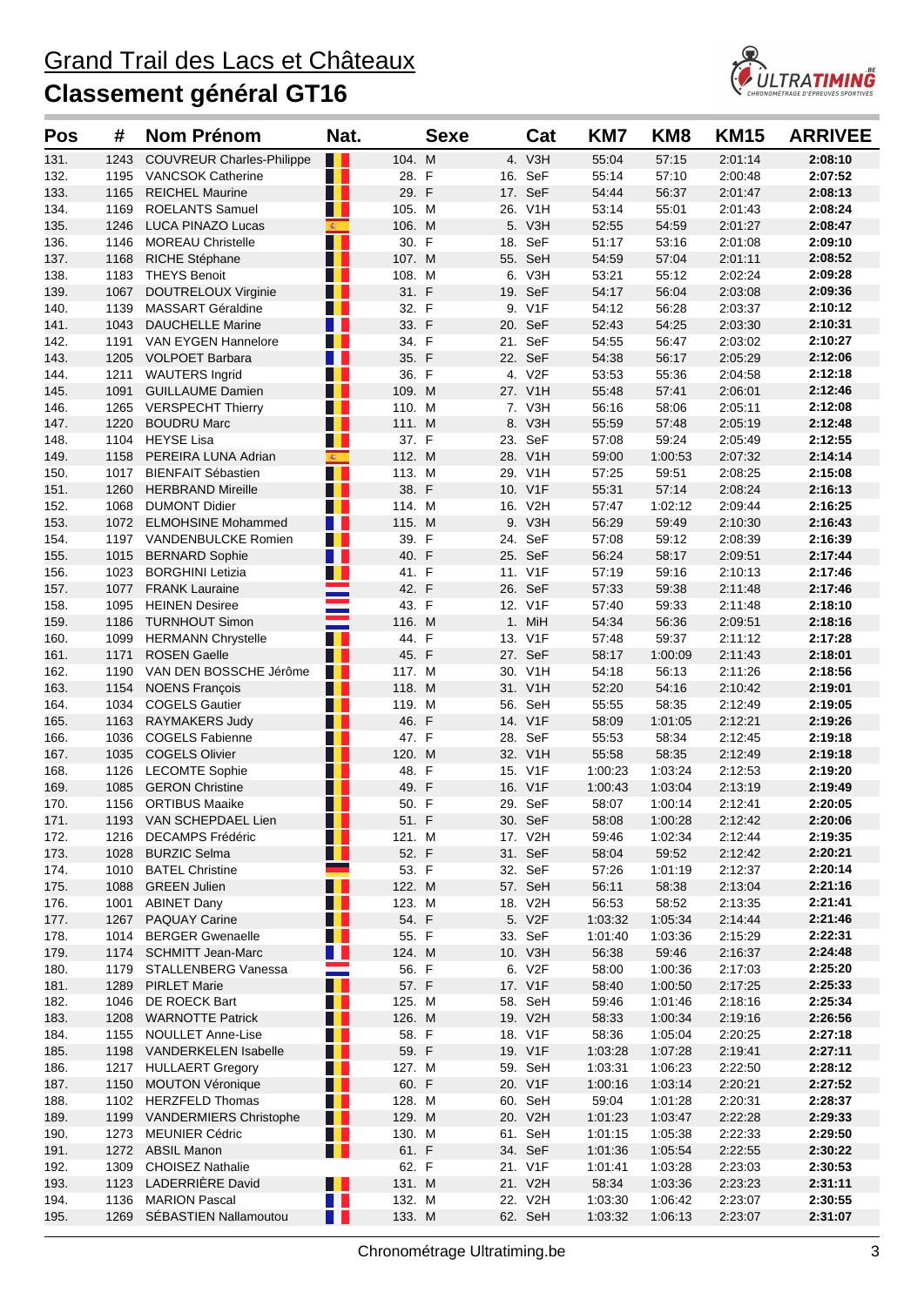# Grand Trail des Lacs et Châteaux

## Classement général GT16

| Pos | # | Nom Prénom | Nat. | Sexe | | Cat | | KM7 | KM8 | KM15 | ARRIVEE |
|---|---|---|---|---|---|---|---|---|---|---|---|
| 131. | 1243 | COUVREUR Charles-Philippe | | 104. | M | 4. | V3H | 55:04 | 57:15 | 2:01:14 | **2:08:10** |
| 132. | 1195 | VANCSOK Catherine | | 28. | F | 16. | SeF | 55:14 | 57:10 | 2:00:48 | **2:07:52** |
| 133. | 1165 | REICHEL Maurine | | 29. | F | 17. | SeF | 54:44 | 56:37 | 2:01:47 | **2:08:13** |
| 134. | 1169 | ROELANTS Samuel | | 105. | M | 26. | V1H | 53:14 | 55:01 | 2:01:43 | **2:08:24** |
| 135. | 1246 | LUCA PINAZO Lucas | | 106. | M | 5. | V3H | 52:55 | 54:59 | 2:01:27 | **2:08:47** |
| 136. | 1146 | MOREAU Christelle | | 30. | F | 18. | SeF | 51:17 | 53:16 | 2:01:08 | **2:09:10** |
| 137. | 1168 | RICHE Stéphane | | 107. | M | 55. | SeH | 54:59 | 57:04 | 2:01:11 | **2:08:52** |
| 138. | 1183 | THEYS Benoit | | 108. | M | 6. | V3H | 53:21 | 55:12 | 2:02:24 | **2:09:28** |
| 139. | 1067 | DOUTRELOUX Virginie | | 31. | F | 19. | SeF | 54:17 | 56:04 | 2:03:08 | **2:09:36** |
| 140. | 1139 | MASSART Géraldine | | 32. | F | 9. | V1F | 54:12 | 56:28 | 2:03:37 | **2:10:12** |
| 141. | 1043 | DAUCHELLE Marine | | 33. | F | 20. | SeF | 52:43 | 54:25 | 2:03:30 | **2:10:31** |
| 142. | 1191 | VAN EYGEN Hannelore | | 34. | F | 21. | SeF | 54:55 | 56:47 | 2:03:02 | **2:10:27** |
| 143. | 1205 | VOLPOET Barbara | | 35. | F | 22. | SeF | 54:38 | 56:17 | 2:05:29 | **2:12:06** |
| 144. | 1211 | WAUTERS Ingrid | | 36. | F | 4. | V2F | 53:53 | 55:36 | 2:04:58 | **2:12:18** |
| 145. | 1091 | GUILLAUME Damien | | 109. | M | 27. | V1H | 55:48 | 57:41 | 2:06:01 | **2:12:46** |
| 146. | 1265 | VERSPECHT Thierry | | 110. | M | 7. | V3H | 56:16 | 58:06 | 2:05:11 | **2:12:08** |
| 147. | 1220 | BOUDRU Marc | | 111. | M | 8. | V3H | 55:59 | 57:48 | 2:05:19 | **2:12:48** |
| 148. | 1104 | HEYSE Lisa | | 37. | F | 23. | SeF | 57:08 | 59:24 | 2:05:49 | **2:12:55** |
| 149. | 1158 | PEREIRA LUNA Adrian | | 112. | M | 28. | V1H | 59:00 | 1:00:53 | 2:07:32 | **2:14:14** |
| 150. | 1017 | BIENFAIT Sébastien | | 113. | M | 29. | V1H | 57:25 | 59:51 | 2:08:25 | **2:15:08** |
| 151. | 1260 | HERBRAND Mireille | | 38. | F | 10. | V1F | 55:31 | 57:14 | 2:08:24 | **2:16:13** |
| 152. | 1068 | DUMONT Didier | | 114. | M | 16. | V2H | 57:47 | 1:02:12 | 2:09:44 | **2:16:25** |
| 153. | 1072 | ELMOHSINE Mohammed | | 115. | M | 9. | V3H | 56:29 | 59:49 | 2:10:30 | **2:16:43** |
| 154. | 1197 | VANDENBULCKE Romien | | 39. | F | 24. | SeF | 57:08 | 59:12 | 2:08:39 | **2:16:39** |
| 155. | 1015 | BERNARD Sophie | | 40. | F | 25. | SeF | 56:24 | 58:17 | 2:09:51 | **2:17:44** |
| 156. | 1023 | BORGHINI Letizia | | 41. | F | 11. | V1F | 57:19 | 59:16 | 2:10:13 | **2:17:46** |
| 157. | 1077 | FRANK Lauraine | | 42. | F | 26. | SeF | 57:33 | 59:38 | 2:11:48 | **2:17:46** |
| 158. | 1095 | HEINEN Desiree | | 43. | F | 12. | V1F | 57:40 | 59:33 | 2:11:48 | **2:18:10** |
| 159. | 1186 | TURNHOUT Simon | | 116. | M | 1. | MiH | 54:34 | 56:36 | 2:09:51 | **2:18:16** |
| 160. | 1099 | HERMANN Chrystelle | | 44. | F | 13. | V1F | 57:48 | 59:37 | 2:11:12 | **2:17:28** |
| 161. | 1171 | ROSEN Gaelle | | 45. | F | 27. | SeF | 58:17 | 1:00:09 | 2:11:43 | **2:18:01** |
| 162. | 1190 | VAN DEN BOSSCHE Jérôme | | 117. | M | 30. | V1H | 54:18 | 56:13 | 2:11:26 | **2:18:56** |
| 163. | 1154 | NOENS François | | 118. | M | 31. | V1H | 52:20 | 54:16 | 2:10:42 | **2:19:01** |
| 164. | 1034 | COGELS Gautier | | 119. | M | 56. | SeH | 55:55 | 58:35 | 2:12:49 | **2:19:05** |
| 165. | 1163 | RAYMAKERS Judy | | 46. | F | 14. | V1F | 58:09 | 1:01:05 | 2:12:21 | **2:19:26** |
| 166. | 1036 | COGELS Fabienne | | 47. | F | 28. | SeF | 55:53 | 58:34 | 2:12:45 | **2:19:18** |
| 167. | 1035 | COGELS Olivier | | 120. | M | 32. | V1H | 55:58 | 58:35 | 2:12:49 | **2:19:18** |
| 168. | 1126 | LECOMTE Sophie | | 48. | F | 15. | V1F | 1:00:23 | 1:03:24 | 2:12:53 | **2:19:20** |
| 169. | 1085 | GERON Christine | | 49. | F | 16. | V1F | 1:00:43 | 1:03:04 | 2:13:19 | **2:19:49** |
| 170. | 1156 | ORTIBUS Maaike | | 50. | F | 29. | SeF | 58:07 | 1:00:14 | 2:12:41 | **2:20:05** |
| 171. | 1193 | VAN SCHEPDAEL Lien | | 51. | F | 30. | SeF | 58:08 | 1:00:28 | 2:12:42 | **2:20:06** |
| 172. | 1216 | DECAMPS Frédéric | | 121. | M | 17. | V2H | 59:46 | 1:02:34 | 2:12:44 | **2:19:35** |
| 173. | 1028 | BURZIC Selma | | 52. | F | 31. | SeF | 58:04 | 59:52 | 2:12:42 | **2:20:21** |
| 174. | 1010 | BATEL Christine | | 53. | F | 32. | SeF | 57:26 | 1:01:19 | 2:12:37 | **2:20:14** |
| 175. | 1088 | GREEN Julien | | 122. | M | 57. | SeH | 56:11 | 58:38 | 2:13:04 | **2:21:16** |
| 176. | 1001 | ABINET Dany | | 123. | M | 18. | V2H | 56:53 | 58:52 | 2:13:35 | **2:21:41** |
| 177. | 1267 | PAQUAY Carine | | 54. | F | 5. | V2F | 1:03:32 | 1:05:34 | 2:14:44 | **2:21:46** |
| 178. | 1014 | BERGER Gwenaelle | | 55. | F | 33. | SeF | 1:01:40 | 1:03:36 | 2:15:29 | **2:22:31** |
| 179. | 1174 | SCHMITT Jean-Marc | | 124. | M | 10. | V3H | 56:38 | 59:46 | 2:16:37 | **2:24:48** |
| 180. | 1179 | STALLENBERG Vanessa | | 56. | F | 6. | V2F | 58:00 | 1:00:36 | 2:17:03 | **2:25:20** |
| 181. | 1289 | PIRLET Marie | | 57. | F | 17. | V1F | 58:40 | 1:00:50 | 2:17:25 | **2:25:33** |
| 182. | 1046 | DE ROECK Bart | | 125. | M | 58. | SeH | 59:46 | 1:01:46 | 2:18:16 | **2:25:34** |
| 183. | 1208 | WARNOTTE Patrick | | 126. | M | 19. | V2H | 58:33 | 1:00:34 | 2:19:16 | **2:26:56** |
| 184. | 1155 | NOULLET Anne-Lise | | 58. | F | 18. | V1F | 58:36 | 1:05:04 | 2:20:25 | **2:27:18** |
| 185. | 1198 | VANDERKELEN Isabelle | | 59. | F | 19. | V1F | 1:03:28 | 1:07:28 | 2:19:41 | **2:27:11** |
| 186. | 1217 | HULLAERT Gregory | | 127. | M | 59. | SeH | 1:03:31 | 1:06:23 | 2:22:50 | **2:28:12** |
| 187. | 1150 | MOUTON Véronique | | 60. | F | 20. | V1F | 1:00:16 | 1:03:14 | 2:20:21 | **2:27:52** |
| 188. | 1102 | HERZFELD Thomas | | 128. | M | 60. | SeH | 59:04 | 1:01:28 | 2:20:31 | **2:28:37** |
| 189. | 1199 | VANDERMIERS Christophe | | 129. | M | 20. | V2H | 1:01:23 | 1:03:47 | 2:22:28 | **2:29:33** |
| 190. | 1273 | MEUNIER Cédric | | 130. | M | 61. | SeH | 1:01:15 | 1:05:38 | 2:22:33 | **2:29:50** |
| 191. | 1272 | ABSIL Manon | | 61. | F | 34. | SeF | 1:01:36 | 1:05:54 | 2:22:55 | **2:30:22** |
| 192. | 1309 | CHOISEZ Nathalie | | 62. | F | 21. | V1F | 1:01:41 | 1:03:28 | 2:23:03 | **2:30:53** |
| 193. | 1123 | LADERRIÈRE David | | 131. | M | 21. | V2H | 58:34 | 1:03:36 | 2:23:23 | **2:31:11** |
| 194. | 1136 | MARION Pascal | | 132. | M | 22. | V2H | 1:03:30 | 1:06:42 | 2:23:07 | **2:30:55** |
| 195. | 1269 | SÉBASTIEN Nallamoutou | | 133. | M | 62. | SeH | 1:03:32 | 1:06:13 | 2:23:07 | **2:31:07** |

Chronométrage Ultratiming.be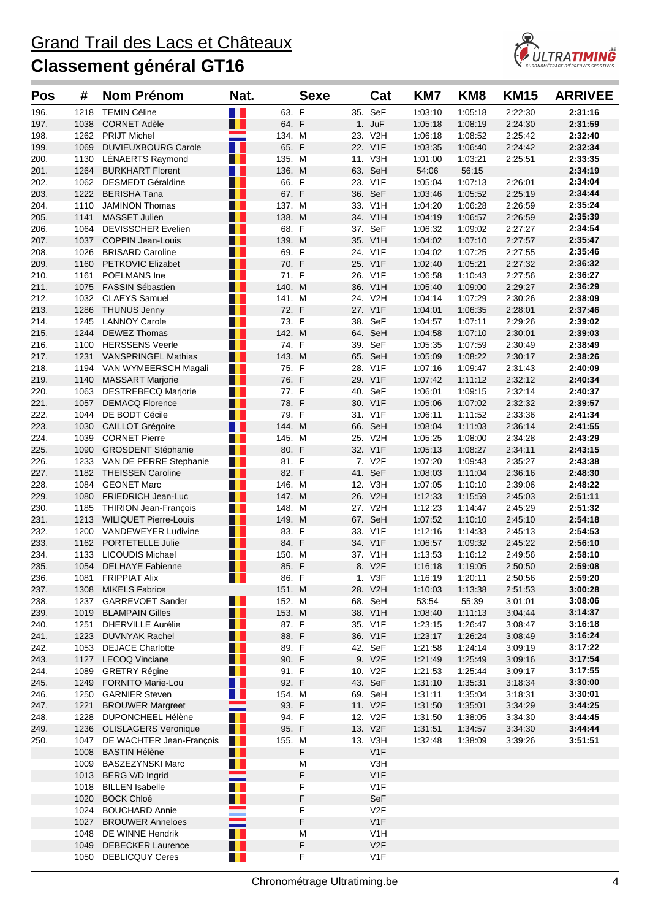# Grand Trail des Lacs et Châteaux

## Classement général GT16

| Pos | # | Nom Prénom | Nat. | Sexe | | Cat | | KM7 | KM8 | KM15 | ARRIVEE |
|---|---|---|---|---|---|---|---|---|---|---|---|
| 196. | 1218 | TEMIN Céline | | 63. | F | 35. | SeF | 1:03:10 | 1:05:18 | 2:22:30 | **2:31:16** |
| 197. | 1038 | CORNET Adèle | | 64. | F | 1. | JuF | 1:05:18 | 1:08:19 | 2:24:30 | **2:31:59** |
| 198. | 1262 | PRIJT Michel | | 134. | M | 23. | V2H | 1:06:18 | 1:08:52 | 2:25:42 | **2:32:40** |
| 199. | 1069 | DUVIEUXBOURG Carole | | 65. | F | 22. | V1F | 1:03:35 | 1:06:40 | 2:24:42 | **2:32:34** |
| 200. | 1130 | LÉNAERTS Raymond | | 135. | M | 11. | V3H | 1:01:00 | 1:03:21 | 2:25:51 | **2:33:35** |
| 201. | 1264 | BURKHART Florent | | 136. | M | 63. | SeH | 54:06 | 56:15 | | **2:34:19** |
| 202. | 1062 | DESMEDT Géraldine | | 66. | F | 23. | V1F | 1:05:04 | 1:07:13 | 2:26:01 | **2:34:04** |
| 203. | 1222 | BERISHA Tana | | 67. | F | 36. | SeF | 1:03:46 | 1:05:52 | 2:25:19 | **2:34:44** |
| 204. | 1110 | JAMINON Thomas | | 137. | M | 33. | V1H | 1:04:20 | 1:06:28 | 2:26:59 | **2:35:24** |
| 205. | 1141 | MASSET Julien | | 138. | M | 34. | V1H | 1:04:19 | 1:06:57 | 2:26:59 | **2:35:39** |
| 206. | 1064 | DEVISSCHER Evelien | | 68. | F | 37. | SeF | 1:06:32 | 1:09:02 | 2:27:27 | **2:34:54** |
| 207. | 1037 | COPPIN Jean-Louis | | 139. | M | 35. | V1H | 1:04:02 | 1:07:10 | 2:27:57 | **2:35:47** |
| 208. | 1026 | BRISARD Caroline | | 69. | F | 24. | V1F | 1:04:02 | 1:07:25 | 2:27:55 | **2:35:46** |
| 209. | 1160 | PETKOVIC Elizabet | | 70. | F | 25. | V1F | 1:02:40 | 1:05:21 | 2:27:32 | **2:36:32** |
| 210. | 1161 | POELMANS Ine | | 71. | F | 26. | V1F | 1:06:58 | 1:10:43 | 2:27:56 | **2:36:27** |
| 211. | 1075 | FASSIN Sébastien | | 140. | M | 36. | V1H | 1:05:40 | 1:09:00 | 2:29:27 | **2:36:29** |
| 212. | 1032 | CLAEYS Samuel | | 141. | M | 24. | V2H | 1:04:14 | 1:07:29 | 2:30:26 | **2:38:09** |
| 213. | 1286 | THUNUS Jenny | | 72. | F | 27. | V1F | 1:04:01 | 1:06:35 | 2:28:01 | **2:37:46** |
| 214. | 1245 | LANNOY Carole | | 73. | F | 38. | SeF | 1:04:57 | 1:07:11 | 2:29:26 | **2:39:02** |
| 215. | 1244 | DEWEZ Thomas | | 142. | M | 64. | SeH | 1:04:58 | 1:07:10 | 2:30:01 | **2:39:03** |
| 216. | 1100 | HERSSENS Veerle | | 74. | F | 39. | SeF | 1:05:35 | 1:07:59 | 2:30:49 | **2:38:49** |
| 217. | 1231 | VANSPRINGEL Mathias | | 143. | M | 65. | SeH | 1:05:09 | 1:08:22 | 2:30:17 | **2:38:26** |
| 218. | 1194 | VAN WYMEERSCH Magali | | 75. | F | 28. | V1F | 1:07:16 | 1:09:47 | 2:31:43 | **2:40:09** |
| 219. | 1140 | MASSART Marjorie | | 76. | F | 29. | V1F | 1:07:42 | 1:11:12 | 2:32:12 | **2:40:34** |
| 220. | 1063 | DESTREBECQ Marjorie | | 77. | F | 40. | SeF | 1:06:01 | 1:09:15 | 2:32:14 | **2:40:37** |
| 221. | 1057 | DEMACQ Florence | | 78. | F | 30. | V1F | 1:05:06 | 1:07:02 | 2:32:32 | **2:39:57** |
| 222. | 1044 | DE BODT Cécile | | 79. | F | 31. | V1F | 1:06:11 | 1:11:52 | 2:33:36 | **2:41:34** |
| 223. | 1030 | CAILLOT Grégoire | | 144. | M | 66. | SeH | 1:08:04 | 1:11:03 | 2:36:14 | **2:41:55** |
| 224. | 1039 | CORNET Pierre | | 145. | M | 25. | V2H | 1:05:25 | 1:08:00 | 2:34:28 | **2:43:29** |
| 225. | 1090 | GROSDENT Stéphanie | | 80. | F | 32. | V1F | 1:05:13 | 1:08:27 | 2:34:11 | **2:43:15** |
| 226. | 1233 | VAN DE PERRE Stephanie | | 81. | F | 7. | V2F | 1:07:20 | 1:09:43 | 2:35:27 | **2:43:38** |
| 227. | 1182 | THEISSEN Caroline | | 82. | F | 41. | SeF | 1:08:03 | 1:11:04 | 2:36:16 | **2:48:30** |
| 228. | 1084 | GEONET Marc | | 146. | M | 12. | V3H | 1:07:05 | 1:10:10 | 2:39:06 | **2:48:22** |
| 229. | 1080 | FRIEDRICH Jean-Luc | | 147. | M | 26. | V2H | 1:12:33 | 1:15:59 | 2:45:03 | **2:51:11** |
| 230. | 1185 | THIRION Jean-François | | 148. | M | 27. | V2H | 1:12:23 | 1:14:47 | 2:45:29 | **2:51:32** |
| 231. | 1213 | WILIQUET Pierre-Louis | | 149. | M | 67. | SeH | 1:07:52 | 1:10:10 | 2:45:10 | **2:54:18** |
| 232. | 1200 | VANDEWEYER Ludivine | | 83. | F | 33. | V1F | 1:12:16 | 1:14:33 | 2:45:13 | **2:54:53** |
| 233. | 1162 | PORTETELLE Julie | | 84. | F | 34. | V1F | 1:06:57 | 1:09:32 | 2:45:22 | **2:56:10** |
| 234. | 1133 | LICOUDIS Michael | | 150. | M | 37. | V1H | 1:13:53 | 1:16:12 | 2:49:56 | **2:58:10** |
| 235. | 1054 | DELHAYE Fabienne | | 85. | F | 8. | V2F | 1:16:18 | 1:19:05 | 2:50:50 | **2:59:08** |
| 236. | 1081 | FRIPPIAT Alix | | 86. | F | 1. | V3F | 1:16:19 | 1:20:11 | 2:50:56 | **2:59:20** |
| 237. | 1308 | MIKELS Fabrice | | 151. | M | 28. | V2H | 1:10:03 | 1:13:38 | 2:51:53 | **3:00:28** |
| 238. | 1237 | GARREVOET Sander | | 152. | M | 68. | SeH | 53:54 | 55:39 | 3:01:01 | **3:08:06** |
| 239. | 1019 | BLAMPAIN Gilles | | 153. | M | 38. | V1H | 1:08:40 | 1:11:13 | 3:04:44 | **3:14:37** |
| 240. | 1251 | DHERVILLE Aurélie | | 87. | F | 35. | V1F | 1:23:15 | 1:26:47 | 3:08:47 | **3:16:18** |
| 241. | 1223 | DUVNYAK Rachel | | 88. | F | 36. | V1F | 1:23:17 | 1:26:24 | 3:08:49 | **3:16:24** |
| 242. | 1053 | DEJACE Charlotte | | 89. | F | 42. | SeF | 1:21:58 | 1:24:14 | 3:09:19 | **3:17:22** |
| 243. | 1127 | LECOQ Vinciane | | 90. | F | 9. | V2F | 1:21:49 | 1:25:49 | 3:09:16 | **3:17:54** |
| 244. | 1089 | GRETRY Régine | | 91. | F | 10. | V2F | 1:21:53 | 1:25:44 | 3:09:17 | **3:17:55** |
| 245. | 1249 | FORNITO Marie-Lou | | 92. | F | 43. | SeF | 1:31:10 | 1:35:31 | 3:18:34 | **3:30:00** |
| 246. | 1250 | GARNIER Steven | | 154. | M | 69. | SeH | 1:31:11 | 1:35:04 | 3:18:31 | **3:30:01** |
| 247. | 1221 | BROUWER Margreet | | 93. | F | 11. | V2F | 1:31:50 | 1:35:01 | 3:34:29 | **3:44:25** |
| 248. | 1228 | DUPONCHEEL Hélène | | 94. | F | 12. | V2F | 1:31:50 | 1:38:05 | 3:34:30 | **3:44:45** |
| 249. | 1236 | OLISLAGERS Veronique | | 95. | F | 13. | V2F | 1:31:51 | 1:34:57 | 3:34:30 | **3:44:44** |
| 250. | 1047 | DE WACHTER Jean-François | | 155. | M | 13. | V3H | 1:32:48 | 1:38:09 | 3:39:26 | **3:51:51** |
| | 1008 | BASTIN Hélène | | | F | | V1F | | | | |
| | 1009 | BASZEZYNSKI Marc | | | M | | V3H | | | | |
| | 1013 | BERG V/D Ingrid | | | F | | V1F | | | | |
| | 1018 | BILLEN Isabelle | | | F | | V1F | | | | |
| | 1020 | BOCK Chloé | | | F | | SeF | | | | |
| | 1024 | BOUCHARD Annie | | | F | | V2F | | | | |
| | 1027 | BROUWER Anneloes | | | F | | V1F | | | | |
| | 1048 | DE WINNE Hendrik | | | M | | V1H | | | | |
| | 1049 | DEBECKER Laurence | | | F | | V2F | | | | |
| | 1050 | DEBLICQUY Ceres | | | F | | V1F | | | | |

Chronométrage Ultratiming.be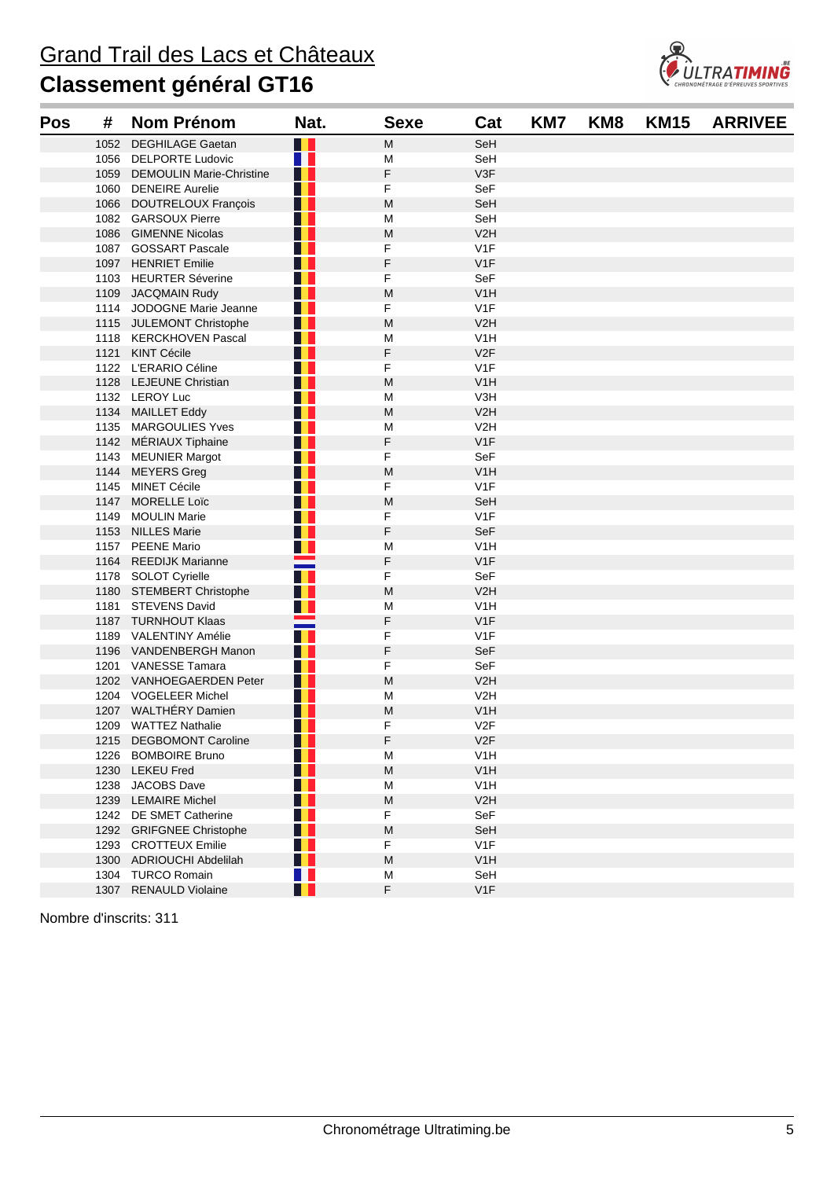# Grand Trail des Lacs et Châteaux

## Classement général GT16

| Pos | # | Nom Prénom | Nat. | Sexe | Cat | KM7 | KM8 | KM15 | ARRIVEE |
|---|---|---|---|---|---|---|---|---|---|
| | 1052 | DEGHILAGE Gaetan | | M | SeH | | | | |
| | 1056 | DELPORTE Ludovic | | M | SeH | | | | |
| | 1059 | DEMOULIN Marie-Christine | | F | V3F | | | | |
| | 1060 | DENEIRE Aurelie | | F | SeF | | | | |
| | 1066 | DOUTRELOUX François | | M | SeH | | | | |
| | 1082 | GARSOUX Pierre | | M | SeH | | | | |
| | 1086 | GIMENNE Nicolas | | M | V2H | | | | |
| | 1087 | GOSSART Pascale | | F | V1F | | | | |
| | 1097 | HENRIET Emilie | | F | V1F | | | | |
| | 1103 | HEURTER Séverine | | F | SeF | | | | |
| | 1109 | JACQMAIN Rudy | | M | V1H | | | | |
| | 1114 | JODOGNE Marie Jeanne | | F | V1F | | | | |
| | 1115 | JULEMONT Christophe | | M | V2H | | | | |
| | 1118 | KERCKHOVEN Pascal | | M | V1H | | | | |
| | 1121 | KINT Cécile | | F | V2F | | | | |
| | 1122 | L'ERARIO Céline | | F | V1F | | | | |
| | 1128 | LEJEUNE Christian | | M | V1H | | | | |
| | 1132 | LEROY Luc | | M | V3H | | | | |
| | 1134 | MAILLET Eddy | | M | V2H | | | | |
| | 1135 | MARGOULIES Yves | | M | V2H | | | | |
| | 1142 | MÉRIAUX Tiphaine | | F | V1F | | | | |
| | 1143 | MEUNIER Margot | | F | SeF | | | | |
| | 1144 | MEYERS Greg | | M | V1H | | | | |
| | 1145 | MINET Cécile | | F | V1F | | | | |
| | 1147 | MORELLE Loïc | | M | SeH | | | | |
| | 1149 | MOULIN Marie | | F | V1F | | | | |
| | 1153 | NILLES Marie | | F | SeF | | | | |
| | 1157 | PEENE Mario | | M | V1H | | | | |
| | 1164 | REEDIJK Marianne | | F | V1F | | | | |
| | 1178 | SOLOT Cyrielle | | F | SeF | | | | |
| | 1180 | STEMBERT Christophe | | M | V2H | | | | |
| | 1181 | STEVENS David | | M | V1H | | | | |
| | 1187 | TURNHOUT Klaas | | F | V1F | | | | |
| | 1189 | VALENTINY Amélie | | F | V1F | | | | |
| | 1196 | VANDENBERGH Manon | | F | SeF | | | | |
| | 1201 | VANESSE Tamara | | F | SeF | | | | |
| | 1202 | VANHOEGAERDEN Peter | | M | V2H | | | | |
| | 1204 | VOGELEER Michel | | M | V2H | | | | |
| | 1207 | WALTHÉRY Damien | | M | V1H | | | | |
| | 1209 | WATTEZ Nathalie | | F | V2F | | | | |
| | 1215 | DEGBOMONT Caroline | | F | V2F | | | | |
| | 1226 | BOMBOIRE Bruno | | M | V1H | | | | |
| | 1230 | LEKEU Fred | | M | V1H | | | | |
| | 1238 | JACOBS Dave | | M | V1H | | | | |
| | 1239 | LEMAIRE Michel | | M | V2H | | | | |
| | 1242 | DE SMET Catherine | | F | SeF | | | | |
| | 1292 | GRIFGNEE Christophe | | M | SeH | | | | |
| | 1293 | CROTTEUX Emilie | | F | V1F | | | | |
| | 1300 | ADRIOUCHI Abdelilah | | M | V1H | | | | |
| | 1304 | TURCO Romain | | M | SeH | | | | |
| | 1307 | RENAULD Violaine | | F | V1F | | | | |

Nombre d'inscrits: 311